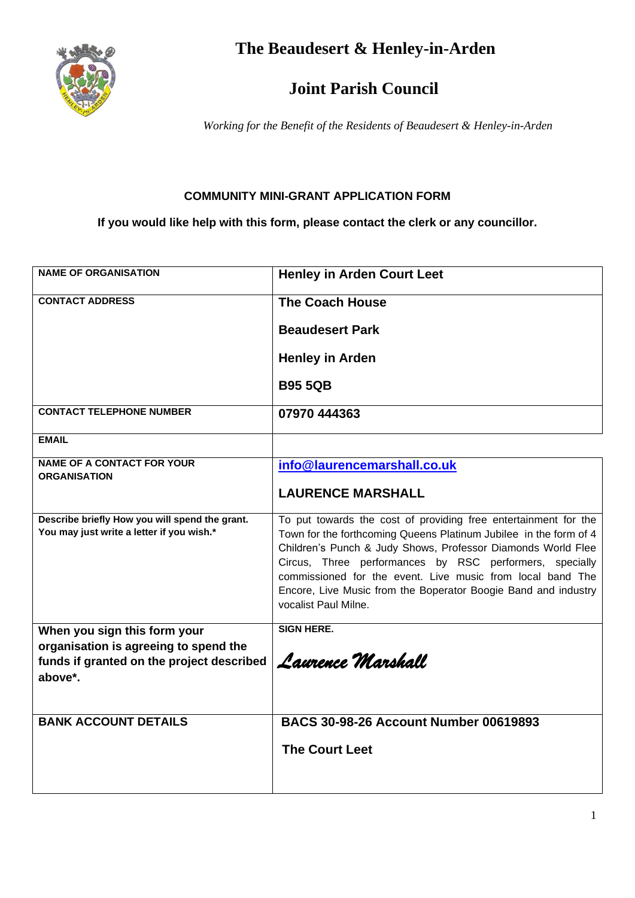# The Beaudesert & Henley-in-Arden

# Joint Parish Council

*Working for the Benefit of the Residents of Beaudesert & Henley-in-Arden*

**COMMUNITY MINI-GRANT APPLICATION FORM**

**If you would like help with this form, please contact the clerk or any councillor.**

| | |
|---|---|
| **NAME OF ORGANISATION** | **Henley in Arden Court Leet** |
| **CONTACT ADDRESS** | **The Coach House**<br><br>**Beaudesert Park**<br><br>**Henley in Arden**<br><br>**B95 5QB** |
| **CONTACT TELEPHONE NUMBER** | **07970 444363** |
| **EMAIL** | |
| **NAME OF A CONTACT FOR YOUR ORGANISATION** | **info@laurencemarshall.co.uk**<br><br>**LAURENCE MARSHALL** |
| **Describe briefly How you will spend the grant. You may just write a letter if you wish.*** | To put towards the cost of providing free entertainment for the Town for the forthcoming Queens Platinum Jubilee in the form of 4 Children's Punch & Judy Shows, Professor Diamonds World Flee Circus, Three performances by RSC performers, specially commissioned for the event. Live music from local band The Encore, Live Music from the Boperator Boogie Band and industry vocalist Paul Milne. |
| **When you sign this form your organisation is agreeing to spend the funds if granted on the project described above*.** | **SIGN HERE.**<br><br>*Laurence Marshall* |
| **BANK ACCOUNT DETAILS** | **BACS 30-98-26 Account Number 00619893**<br><br>**The Court Leet** |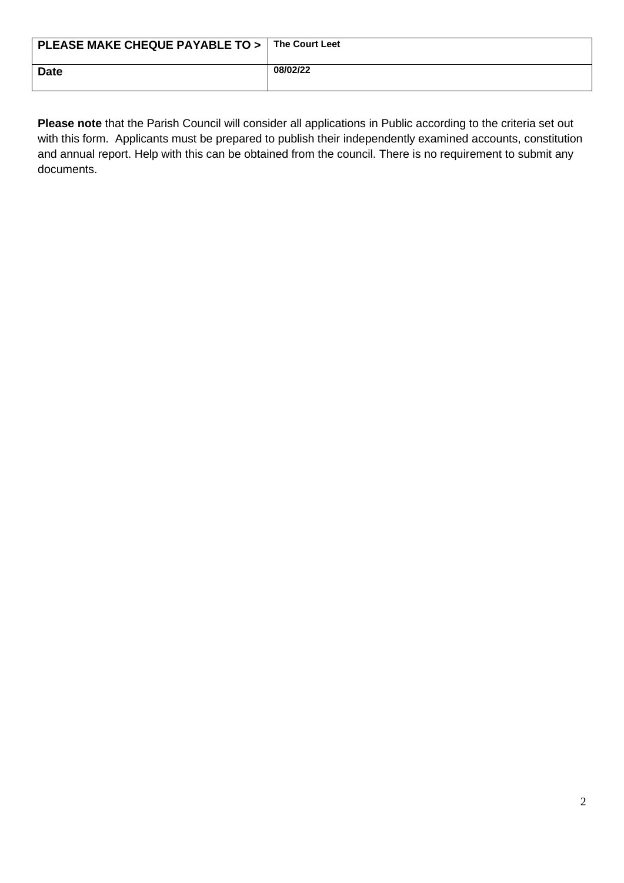| | |
|---|---|
| **PLEASE MAKE CHEQUE PAYABLE TO >** | **The Court Leet** |
| **Date** | **08/02/22** |

**Please note** that the Parish Council will consider all applications in Public according to the criteria set out with this form. Applicants must be prepared to publish their independently examined accounts, constitution and annual report. Help with this can be obtained from the council. There is no requirement to submit any documents.